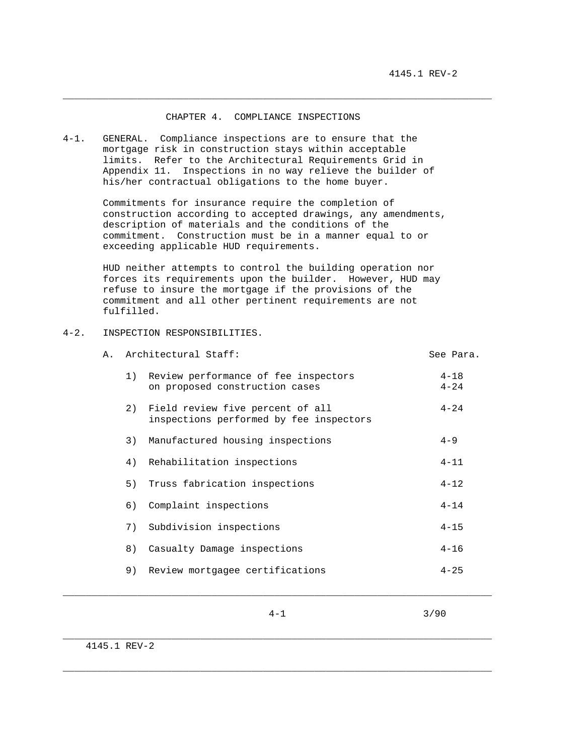# CHAPTER 4. COMPLIANCE INSPECTIONS

4-1. GENERAL. Compliance inspections are to ensure that the mortgage risk in construction stays within acceptable limits. Refer to the Architectural Requirements Grid in Appendix 11. Inspections in no way relieve the builder of his/her contractual obligations to the home buyer.

Commitments for insurance require the completion of construction according to accepted drawings, any amendments, description of materials and the conditions of the commitment. Construction must be in a manner equal to or exceeding applicable HUD requirements.

HUD neither attempts to control the building operation nor forces its requirements upon the builder. However, HUD may refuse to insure the mortgage if the provisions of the commitment and all other pertinent requirements are not fulfilled.

4-2. INSPECTION RESPONSIBILITIES.

A. Architectural Staff:

| | | See Para. |
|---|---|---|
| 1) | Review performance of fee inspectors on proposed construction cases | 4-18, 4-24 |
| 2) | Field review five percent of all inspections performed by fee inspectors | 4-24 |
| 3) | Manufactured housing inspections | 4-9 |
| 4) | Rehabilitation inspections | 4-11 |
| 5) | Truss fabrication inspections | 4-12 |
| 6) | Complaint inspections | 4-14 |
| 7) | Subdivision inspections | 4-15 |
| 8) | Casualty Damage inspections | 4-16 |
| 9) | Review mortgagee certifications | 4-25 |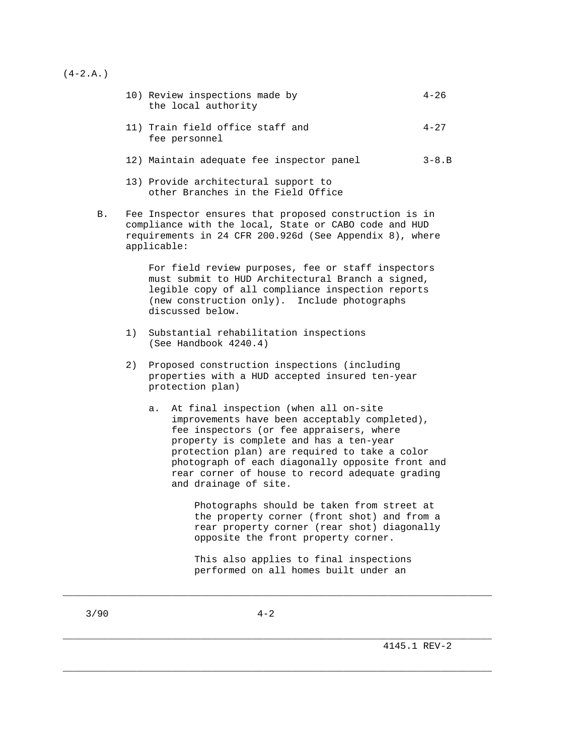(4-2.A.)

10) Review inspections made by the local authority — 4-26

11) Train field office staff and fee personnel — 4-27

12) Maintain adequate fee inspector panel — 3-8.B

13) Provide architectural support to other Branches in the Field Office

B. Fee Inspector ensures that proposed construction is in compliance with the local, State or CABO code and HUD requirements in 24 CFR 200.926d (See Appendix 8), where applicable:

For field review purposes, fee or staff inspectors must submit to HUD Architectural Branch a signed, legible copy of all compliance inspection reports (new construction only). Include photographs discussed below.

1) Substantial rehabilitation inspections (See Handbook 4240.4)

2) Proposed construction inspections (including properties with a HUD accepted insured ten-year protection plan)

   a. At final inspection (when all on-site improvements have been acceptably completed), fee inspectors (or fee appraisers, where property is complete and has a ten-year protection plan) are required to take a color photograph of each diagonally opposite front and rear corner of house to record adequate grading and drainage of site.

      Photographs should be taken from street at the property corner (front shot) and from a rear property corner (rear shot) diagonally opposite the front property corner.

      This also applies to final inspections performed on all homes built under an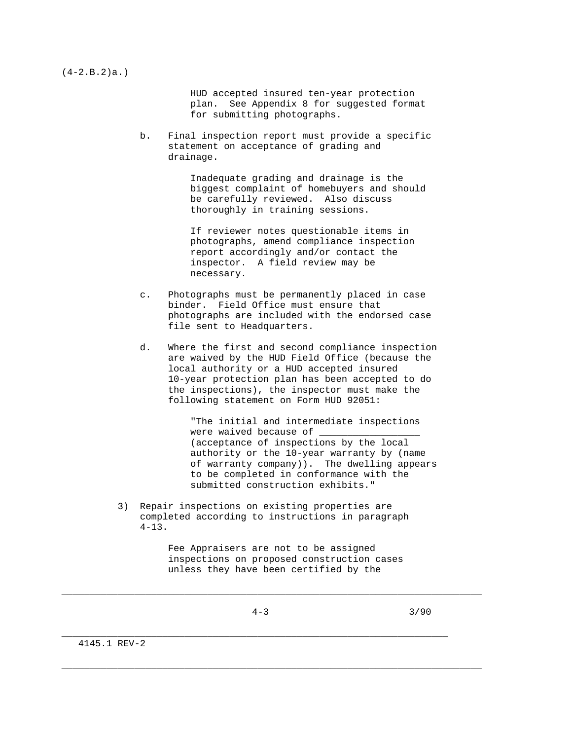(4-2.B.2)a.)

HUD accepted insured ten-year protection plan. See Appendix 8 for suggested format for submitting photographs.

b. Final inspection report must provide a specific statement on acceptance of grading and drainage.

   Inadequate grading and drainage is the biggest complaint of homebuyers and should be carefully reviewed. Also discuss thoroughly in training sessions.

   If reviewer notes questionable items in photographs, amend compliance inspection report accordingly and/or contact the inspector. A field review may be necessary.

c. Photographs must be permanently placed in case binder. Field Office must ensure that photographs are included with the endorsed case file sent to Headquarters.

d. Where the first and second compliance inspection are waived by the HUD Field Office (because the local authority or a HUD accepted insured 10-year protection plan has been accepted to do the inspections), the inspector must make the following statement on Form HUD 92051:

   "The initial and intermediate inspections were waived because of _________________ (acceptance of inspections by the local authority or the 10-year warranty by (name of warranty company)). The dwelling appears to be completed in conformance with the submitted construction exhibits."

3) Repair inspections on existing properties are completed according to instructions in paragraph 4-13.

   Fee Appraisers are not to be assigned inspections on proposed construction cases unless they have been certified by the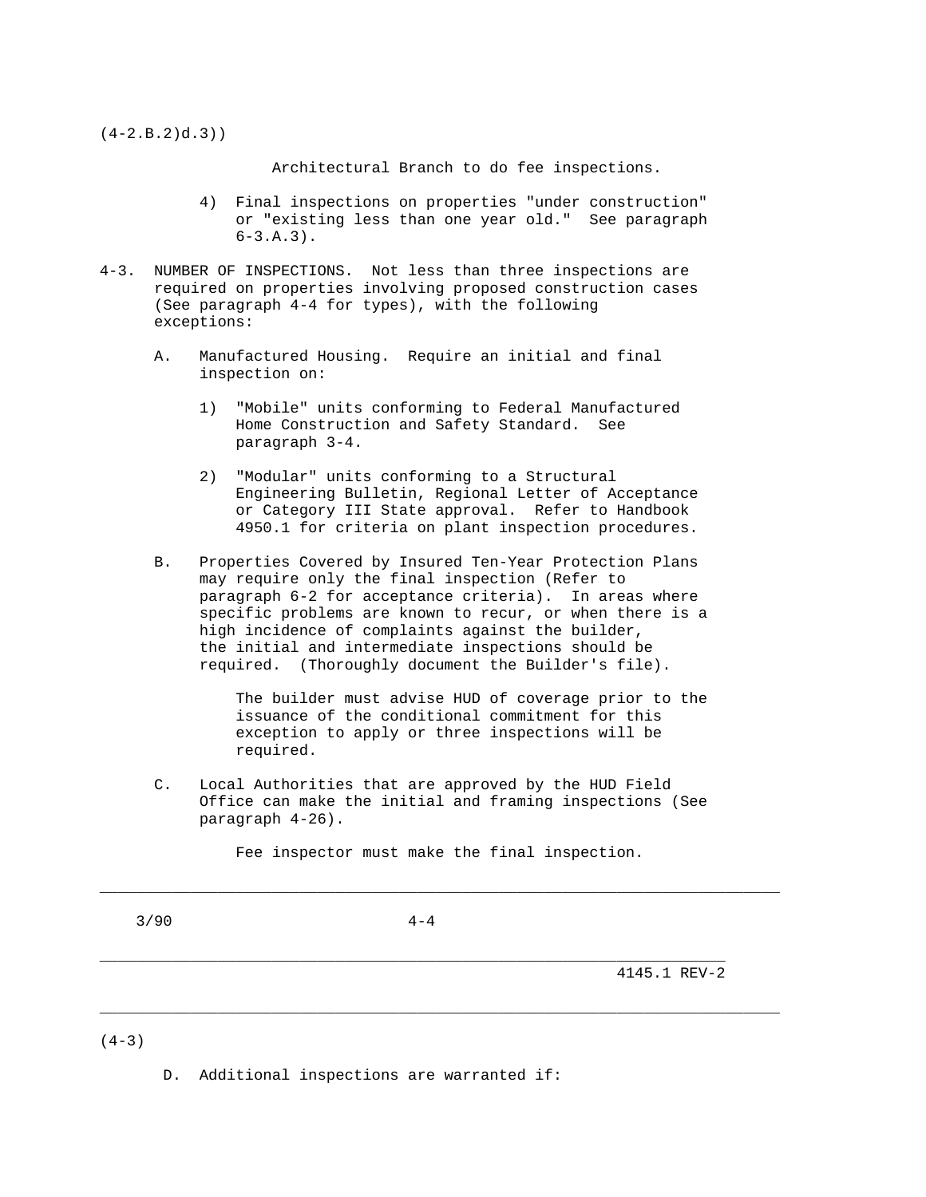(4-2.B.2)d.3))

Architectural Branch to do fee inspections.

4) Final inspections on properties "under construction" or "existing less than one year old." See paragraph 6-3.A.3).

4-3. NUMBER OF INSPECTIONS. Not less than three inspections are required on properties involving proposed construction cases (See paragraph 4-4 for types), with the following exceptions:

A. Manufactured Housing. Require an initial and final inspection on:

1) "Mobile" units conforming to Federal Manufactured Home Construction and Safety Standard. See paragraph 3-4.

2) "Modular" units conforming to a Structural Engineering Bulletin, Regional Letter of Acceptance or Category III State approval. Refer to Handbook 4950.1 for criteria on plant inspection procedures.

B. Properties Covered by Insured Ten-Year Protection Plans may require only the final inspection (Refer to paragraph 6-2 for acceptance criteria). In areas where specific problems are known to recur, or when there is a high incidence of complaints against the builder, the initial and intermediate inspections should be required. (Thoroughly document the Builder's file).

The builder must advise HUD of coverage prior to the issuance of the conditional commitment for this exception to apply or three inspections will be required.

C. Local Authorities that are approved by the HUD Field Office can make the initial and framing inspections (See paragraph 4-26).

Fee inspector must make the final inspection.

(4-3)

D. Additional inspections are warranted if: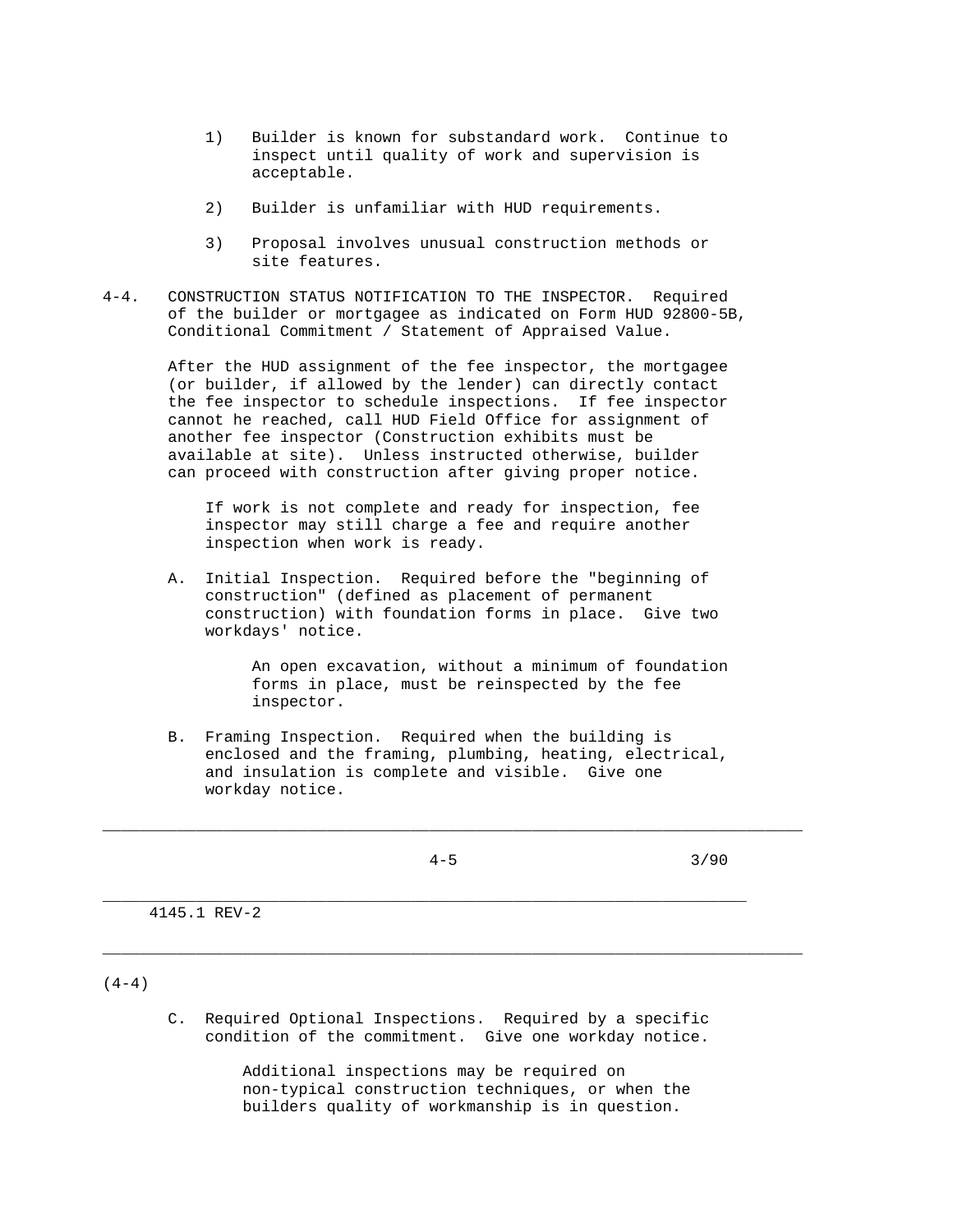1) Builder is known for substandard work. Continue to inspect until quality of work and supervision is acceptable.

2) Builder is unfamiliar with HUD requirements.

3) Proposal involves unusual construction methods or site features.

4-4. CONSTRUCTION STATUS NOTIFICATION TO THE INSPECTOR. Required of the builder or mortgagee as indicated on Form HUD 92800-5B, Conditional Commitment / Statement of Appraised Value.

After the HUD assignment of the fee inspector, the mortgagee (or builder, if allowed by the lender) can directly contact the fee inspector to schedule inspections. If fee inspector cannot he reached, call HUD Field Office for assignment of another fee inspector (Construction exhibits must be available at site). Unless instructed otherwise, builder can proceed with construction after giving proper notice.

If work is not complete and ready for inspection, fee inspector may still charge a fee and require another inspection when work is ready.

A. Initial Inspection. Required before the "beginning of construction" (defined as placement of permanent construction) with foundation forms in place. Give two workdays' notice.

An open excavation, without a minimum of foundation forms in place, must be reinspected by the fee inspector.

B. Framing Inspection. Required when the building is enclosed and the framing, plumbing, heating, electrical, and insulation is complete and visible. Give one workday notice.

(4-4)

C. Required Optional Inspections. Required by a specific condition of the commitment. Give one workday notice.

Additional inspections may be required on non-typical construction techniques, or when the builders quality of workmanship is in question.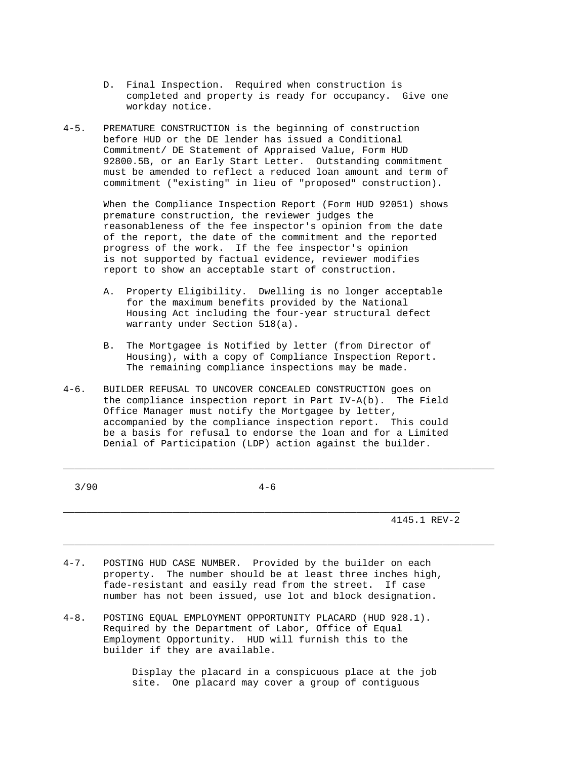D. Final Inspection. Required when construction is completed and property is ready for occupancy. Give one workday notice.

4-5. PREMATURE CONSTRUCTION is the beginning of construction before HUD or the DE lender has issued a Conditional Commitment/ DE Statement of Appraised Value, Form HUD 92800.5B, or an Early Start Letter. Outstanding commitment must be amended to reflect a reduced loan amount and term of commitment ("existing" in lieu of "proposed" construction).

When the Compliance Inspection Report (Form HUD 92051) shows premature construction, the reviewer judges the reasonableness of the fee inspector's opinion from the date of the report, the date of the commitment and the reported progress of the work. If the fee inspector's opinion is not supported by factual evidence, reviewer modifies report to show an acceptable start of construction.

A. Property Eligibility. Dwelling is no longer acceptable for the maximum benefits provided by the National Housing Act including the four-year structural defect warranty under Section 518(a).

B. The Mortgagee is Notified by letter (from Director of Housing), with a copy of Compliance Inspection Report. The remaining compliance inspections may be made.

4-6. BUILDER REFUSAL TO UNCOVER CONCEALED CONSTRUCTION goes on the compliance inspection report in Part IV-A(b). The Field Office Manager must notify the Mortgagee by letter, accompanied by the compliance inspection report. This could be a basis for refusal to endorse the loan and for a Limited Denial of Participation (LDP) action against the builder.

4-7. POSTING HUD CASE NUMBER. Provided by the builder on each property. The number should be at least three inches high, fade-resistant and easily read from the street. If case number has not been issued, use lot and block designation.

4-8. POSTING EQUAL EMPLOYMENT OPPORTUNITY PLACARD (HUD 928.1). Required by the Department of Labor, Office of Equal Employment Opportunity. HUD will furnish this to the builder if they are available.

Display the placard in a conspicuous place at the job site. One placard may cover a group of contiguous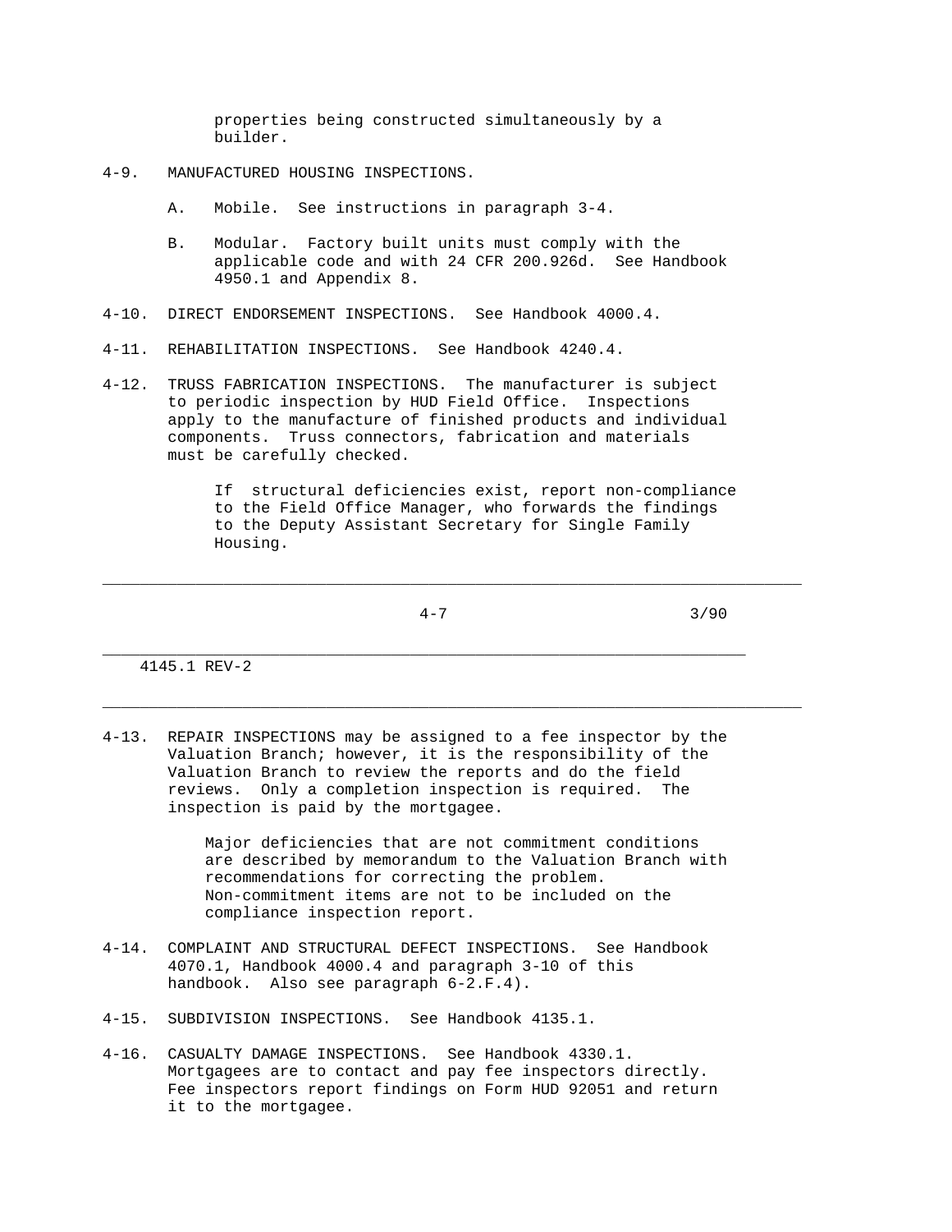properties being constructed simultaneously by a builder.

4-9. MANUFACTURED HOUSING INSPECTIONS.

A. Mobile. See instructions in paragraph 3-4.

B. Modular. Factory built units must comply with the applicable code and with 24 CFR 200.926d. See Handbook 4950.1 and Appendix 8.

4-10. DIRECT ENDORSEMENT INSPECTIONS. See Handbook 4000.4.

4-11. REHABILITATION INSPECTIONS. See Handbook 4240.4.

4-12. TRUSS FABRICATION INSPECTIONS. The manufacturer is subject to periodic inspection by HUD Field Office. Inspections apply to the manufacture of finished products and individual components. Truss connectors, fabrication and materials must be carefully checked.

If structural deficiencies exist, report non-compliance to the Field Office Manager, who forwards the findings to the Deputy Assistant Secretary for Single Family Housing.

4-13. REPAIR INSPECTIONS may be assigned to a fee inspector by the Valuation Branch; however, it is the responsibility of the Valuation Branch to review the reports and do the field reviews. Only a completion inspection is required. The inspection is paid by the mortgagee.

Major deficiencies that are not commitment conditions are described by memorandum to the Valuation Branch with recommendations for correcting the problem. Non-commitment items are not to be included on the compliance inspection report.

4-14. COMPLAINT AND STRUCTURAL DEFECT INSPECTIONS. See Handbook 4070.1, Handbook 4000.4 and paragraph 3-10 of this handbook. Also see paragraph 6-2.F.4).

4-15. SUBDIVISION INSPECTIONS. See Handbook 4135.1.

4-16. CASUALTY DAMAGE INSPECTIONS. See Handbook 4330.1. Mortgagees are to contact and pay fee inspectors directly. Fee inspectors report findings on Form HUD 92051 and return it to the mortgagee.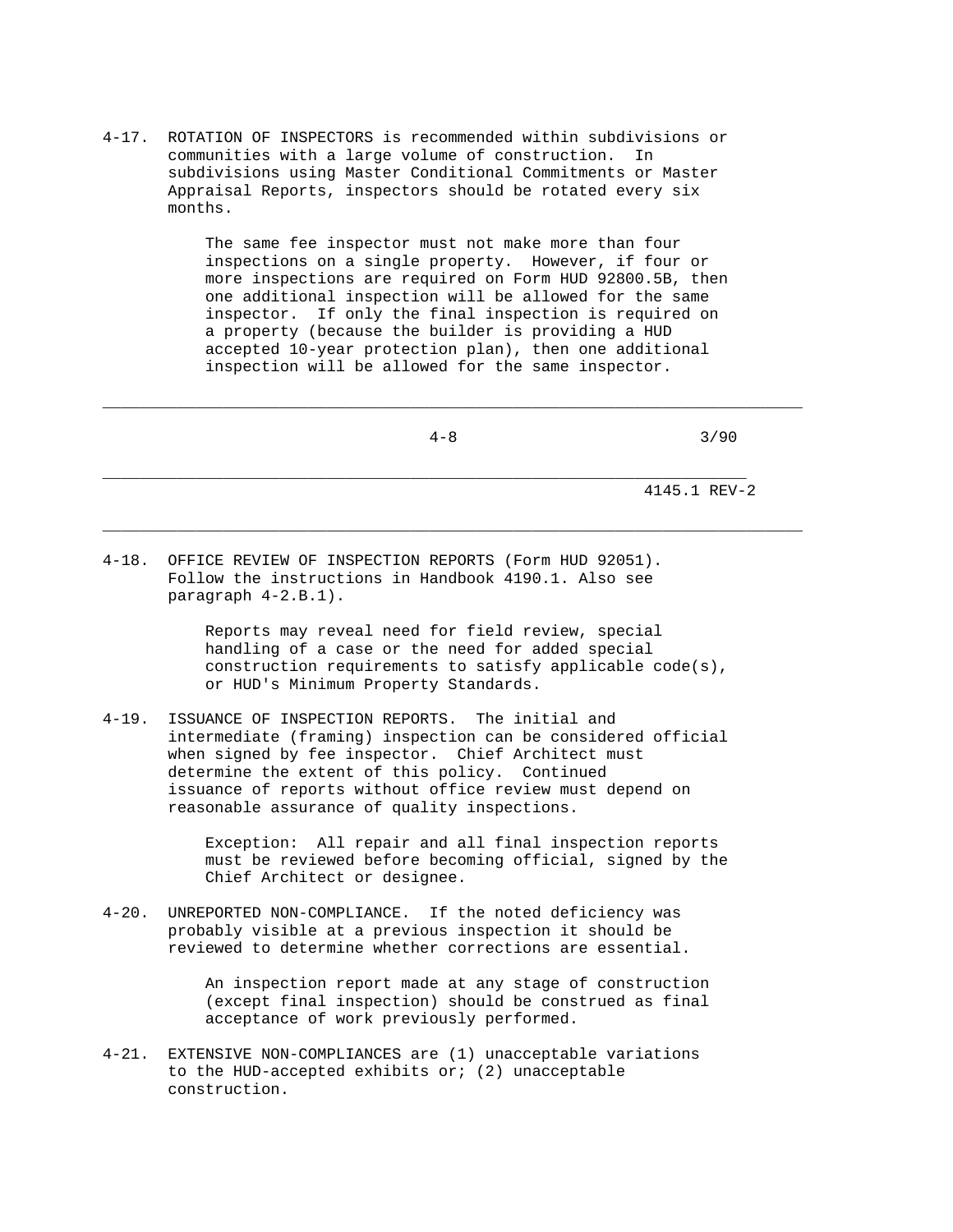4-17. ROTATION OF INSPECTORS is recommended within subdivisions or communities with a large volume of construction. In subdivisions using Master Conditional Commitments or Master Appraisal Reports, inspectors should be rotated every six months.

The same fee inspector must not make more than four inspections on a single property. However, if four or more inspections are required on Form HUD 92800.5B, then one additional inspection will be allowed for the same inspector. If only the final inspection is required on a property (because the builder is providing a HUD accepted 10-year protection plan), then one additional inspection will be allowed for the same inspector.

4-18. OFFICE REVIEW OF INSPECTION REPORTS (Form HUD 92051). Follow the instructions in Handbook 4190.1. Also see paragraph 4-2.B.1).

Reports may reveal need for field review, special handling of a case or the need for added special construction requirements to satisfy applicable code(s), or HUD's Minimum Property Standards.

4-19. ISSUANCE OF INSPECTION REPORTS. The initial and intermediate (framing) inspection can be considered official when signed by fee inspector. Chief Architect must determine the extent of this policy. Continued issuance of reports without office review must depend on reasonable assurance of quality inspections.

Exception: All repair and all final inspection reports must be reviewed before becoming official, signed by the Chief Architect or designee.

4-20. UNREPORTED NON-COMPLIANCE. If the noted deficiency was probably visible at a previous inspection it should be reviewed to determine whether corrections are essential.

An inspection report made at any stage of construction (except final inspection) should be construed as final acceptance of work previously performed.

4-21. EXTENSIVE NON-COMPLIANCES are (1) unacceptable variations to the HUD-accepted exhibits or; (2) unacceptable construction.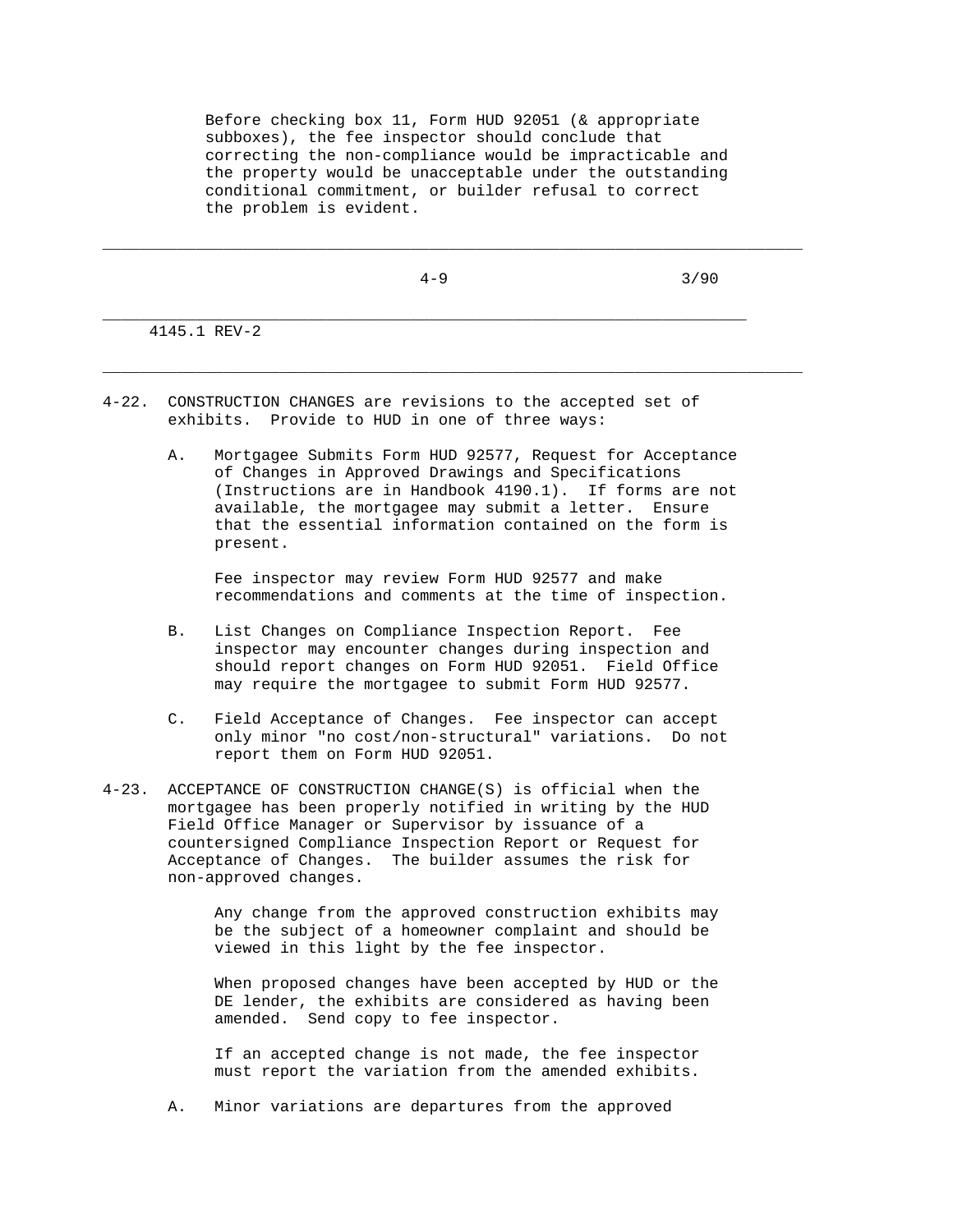Before checking box 11, Form HUD 92051 (& appropriate subboxes), the fee inspector should conclude that correcting the non-compliance would be impracticable and the property would be unacceptable under the outstanding conditional commitment, or builder refusal to correct the problem is evident.

4-22. CONSTRUCTION CHANGES are revisions to the accepted set of exhibits. Provide to HUD in one of three ways:

A. Mortgagee Submits Form HUD 92577, Request for Acceptance of Changes in Approved Drawings and Specifications (Instructions are in Handbook 4190.1). If forms are not available, the mortgagee may submit a letter. Ensure that the essential information contained on the form is present.

   Fee inspector may review Form HUD 92577 and make recommendations and comments at the time of inspection.

B. List Changes on Compliance Inspection Report. Fee inspector may encounter changes during inspection and should report changes on Form HUD 92051. Field Office may require the mortgagee to submit Form HUD 92577.

C. Field Acceptance of Changes. Fee inspector can accept only minor "no cost/non-structural" variations. Do not report them on Form HUD 92051.

4-23. ACCEPTANCE OF CONSTRUCTION CHANGE(S) is official when the mortgagee has been properly notified in writing by the HUD Field Office Manager or Supervisor by issuance of a countersigned Compliance Inspection Report or Request for Acceptance of Changes. The builder assumes the risk for non-approved changes.

   Any change from the approved construction exhibits may be the subject of a homeowner complaint and should be viewed in this light by the fee inspector.

   When proposed changes have been accepted by HUD or the DE lender, the exhibits are considered as having been amended. Send copy to fee inspector.

   If an accepted change is not made, the fee inspector must report the variation from the amended exhibits.

A. Minor variations are departures from the approved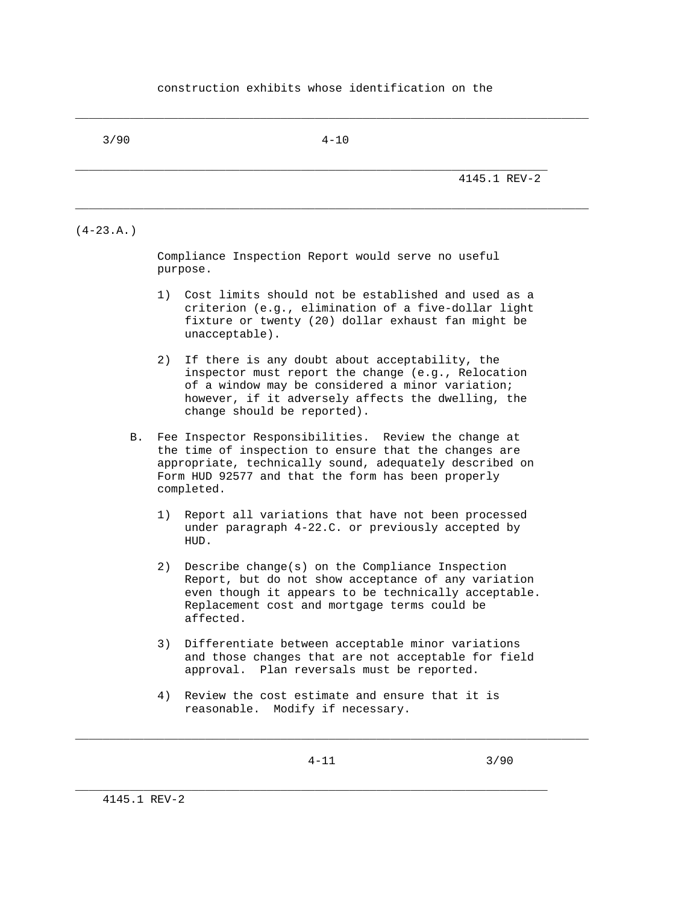construction exhibits whose identification on the

(4-23.A.)

Compliance Inspection Report would serve no useful purpose.

1) Cost limits should not be established and used as a criterion (e.g., elimination of a five-dollar light fixture or twenty (20) dollar exhaust fan might be unacceptable).

2) If there is any doubt about acceptability, the inspector must report the change (e.g., Relocation of a window may be considered a minor variation; however, if it adversely affects the dwelling, the change should be reported).

B. Fee Inspector Responsibilities. Review the change at the time of inspection to ensure that the changes are appropriate, technically sound, adequately described on Form HUD 92577 and that the form has been properly completed.

1) Report all variations that have not been processed under paragraph 4-22.C. or previously accepted by HUD.

2) Describe change(s) on the Compliance Inspection Report, but do not show acceptance of any variation even though it appears to be technically acceptable. Replacement cost and mortgage terms could be affected.

3) Differentiate between acceptable minor variations and those changes that are not acceptable for field approval. Plan reversals must be reported.

4) Review the cost estimate and ensure that it is reasonable. Modify if necessary.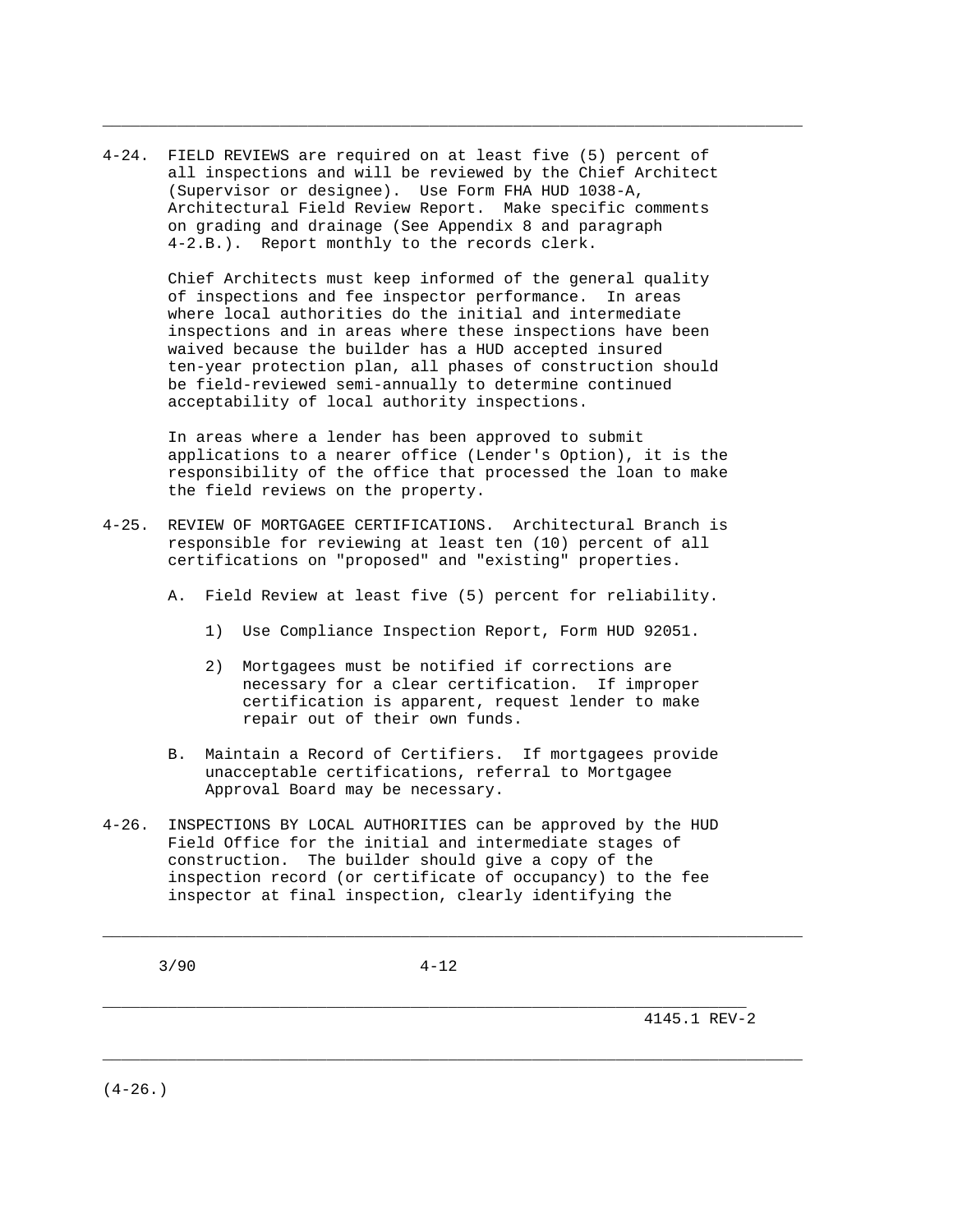4-24. FIELD REVIEWS are required on at least five (5) percent of all inspections and will be reviewed by the Chief Architect (Supervisor or designee). Use Form FHA HUD 1038-A, Architectural Field Review Report. Make specific comments on grading and drainage (See Appendix 8 and paragraph 4-2.B.). Report monthly to the records clerk.

Chief Architects must keep informed of the general quality of inspections and fee inspector performance. In areas where local authorities do the initial and intermediate inspections and in areas where these inspections have been waived because the builder has a HUD accepted insured ten-year protection plan, all phases of construction should be field-reviewed semi-annually to determine continued acceptability of local authority inspections.

In areas where a lender has been approved to submit applications to a nearer office (Lender's Option), it is the responsibility of the office that processed the loan to make the field reviews on the property.

4-25. REVIEW OF MORTGAGEE CERTIFICATIONS. Architectural Branch is responsible for reviewing at least ten (10) percent of all certifications on "proposed" and "existing" properties.

A. Field Review at least five (5) percent for reliability.

1) Use Compliance Inspection Report, Form HUD 92051.

2) Mortgagees must be notified if corrections are necessary for a clear certification. If improper certification is apparent, request lender to make repair out of their own funds.

B. Maintain a Record of Certifiers. If mortgagees provide unacceptable certifications, referral to Mortgagee Approval Board may be necessary.

4-26. INSPECTIONS BY LOCAL AUTHORITIES can be approved by the HUD Field Office for the initial and intermediate stages of construction. The builder should give a copy of the inspection record (or certificate of occupancy) to the fee inspector at final inspection, clearly identifying the

(4-26.)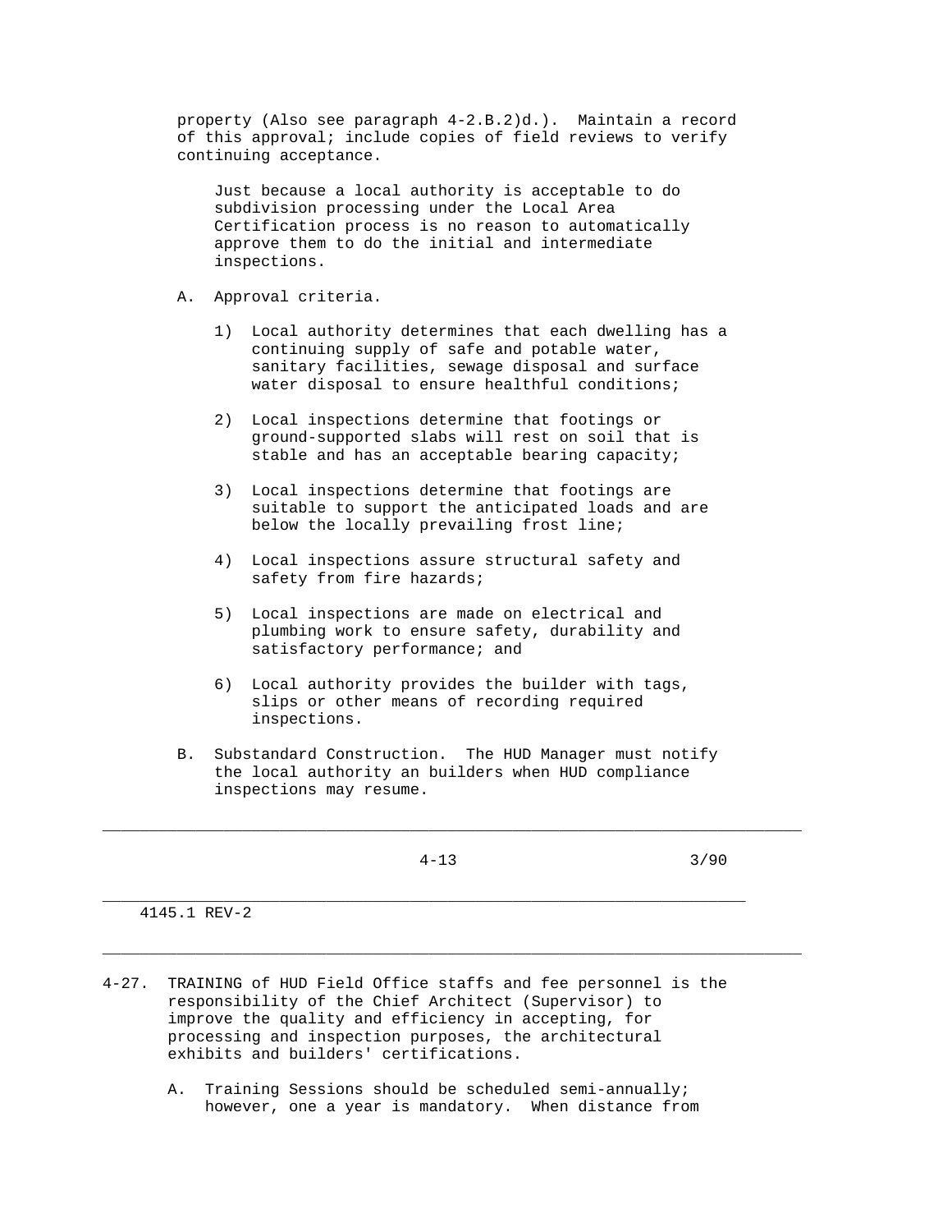property (Also see paragraph 4-2.B.2)d.). Maintain a record of this approval; include copies of field reviews to verify continuing acceptance.

Just because a local authority is acceptable to do subdivision processing under the Local Area Certification process is no reason to automatically approve them to do the initial and intermediate inspections.

A. Approval criteria.

1) Local authority determines that each dwelling has a continuing supply of safe and potable water, sanitary facilities, sewage disposal and surface water disposal to ensure healthful conditions;

2) Local inspections determine that footings or ground-supported slabs will rest on soil that is stable and has an acceptable bearing capacity;

3) Local inspections determine that footings are suitable to support the anticipated loads and are below the locally prevailing frost line;

4) Local inspections assure structural safety and safety from fire hazards;

5) Local inspections are made on electrical and plumbing work to ensure safety, durability and satisfactory performance; and

6) Local authority provides the builder with tags, slips or other means of recording required inspections.

B. Substandard Construction. The HUD Manager must notify the local authority an builders when HUD compliance inspections may resume.

4-27. TRAINING of HUD Field Office staffs and fee personnel is the responsibility of the Chief Architect (Supervisor) to improve the quality and efficiency in accepting, for processing and inspection purposes, the architectural exhibits and builders' certifications.

A. Training Sessions should be scheduled semi-annually; however, one a year is mandatory. When distance from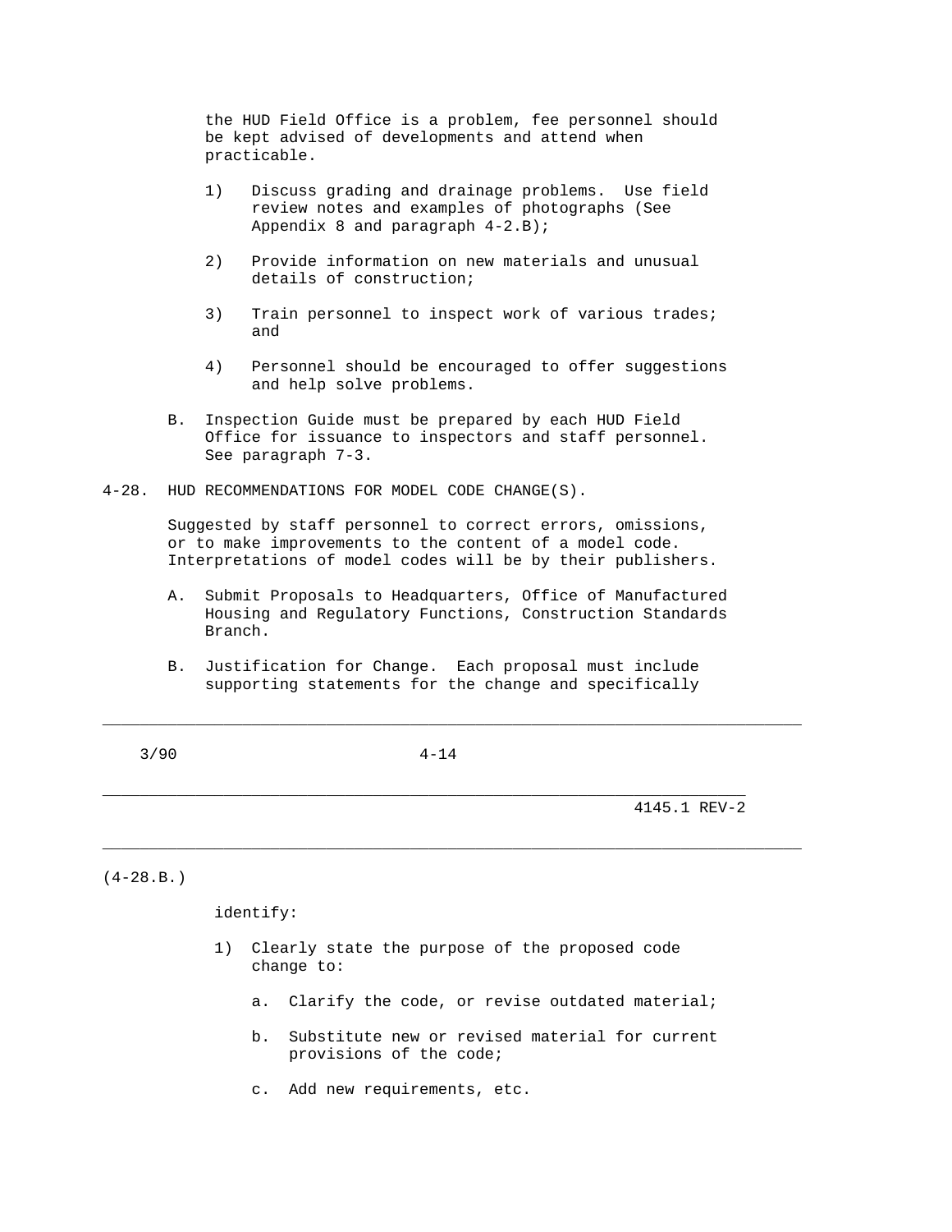the HUD Field Office is a problem, fee personnel should be kept advised of developments and attend when practicable.

1) Discuss grading and drainage problems. Use field review notes and examples of photographs (See Appendix 8 and paragraph 4-2.B);

2) Provide information on new materials and unusual details of construction;

3) Train personnel to inspect work of various trades; and

4) Personnel should be encouraged to offer suggestions and help solve problems.

B. Inspection Guide must be prepared by each HUD Field Office for issuance to inspectors and staff personnel. See paragraph 7-3.

## 4-28. HUD RECOMMENDATIONS FOR MODEL CODE CHANGE(S).

Suggested by staff personnel to correct errors, omissions, or to make improvements to the content of a model code. Interpretations of model codes will be by their publishers.

A. Submit Proposals to Headquarters, Office of Manufactured Housing and Regulatory Functions, Construction Standards Branch.

B. Justification for Change. Each proposal must include supporting statements for the change and specifically

(4-28.B.)

identify:

1) Clearly state the purpose of the proposed code change to:

   a. Clarify the code, or revise outdated material;

   b. Substitute new or revised material for current provisions of the code;

   c. Add new requirements, etc.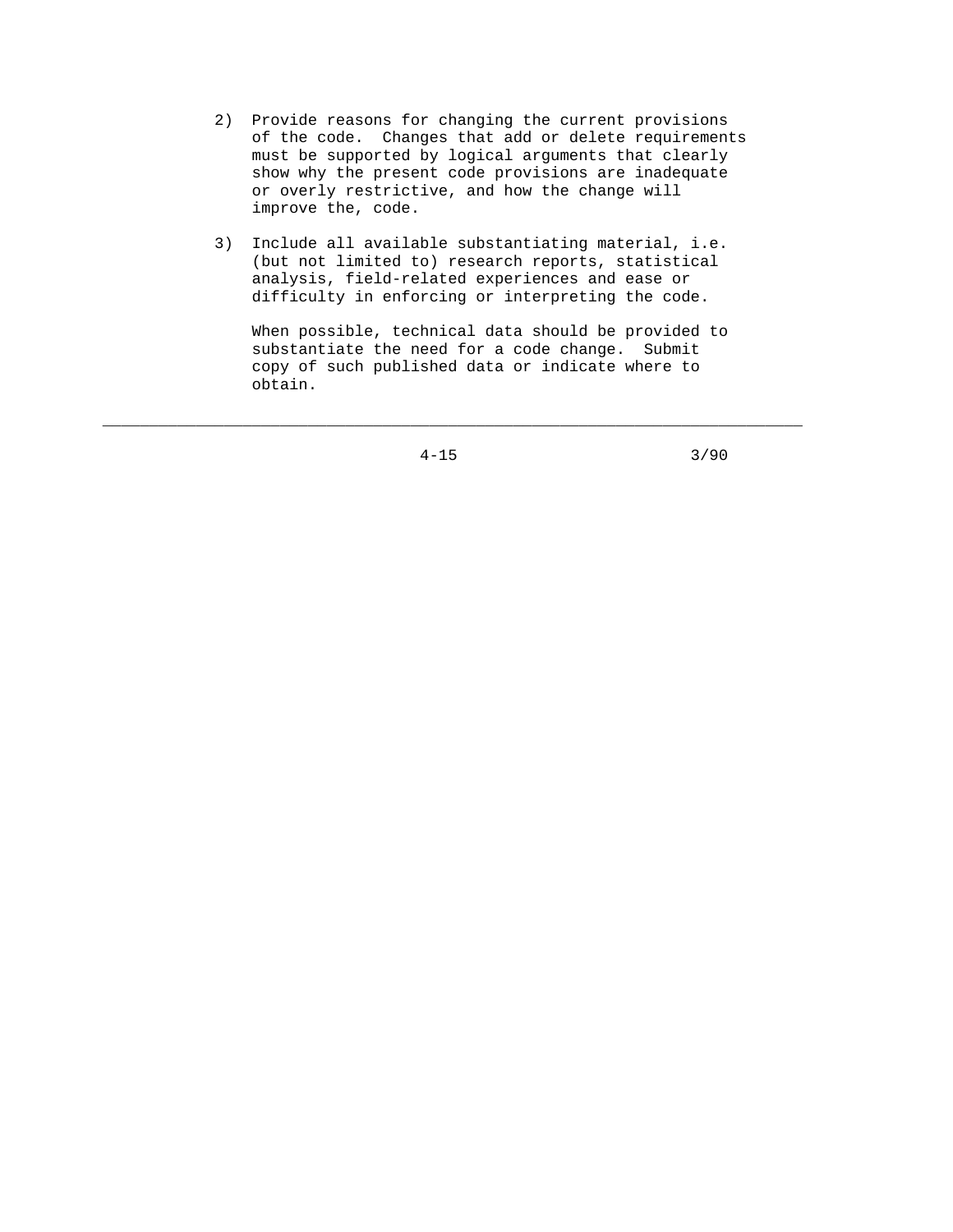2) Provide reasons for changing the current provisions of the code. Changes that add or delete requirements must be supported by logical arguments that clearly show why the present code provisions are inadequate or overly restrictive, and how the change will improve the, code.

3) Include all available substantiating material, i.e. (but not limited to) research reports, statistical analysis, field-related experiences and ease or difficulty in enforcing or interpreting the code.

   When possible, technical data should be provided to substantiate the need for a code change. Submit copy of such published data or indicate where to obtain.